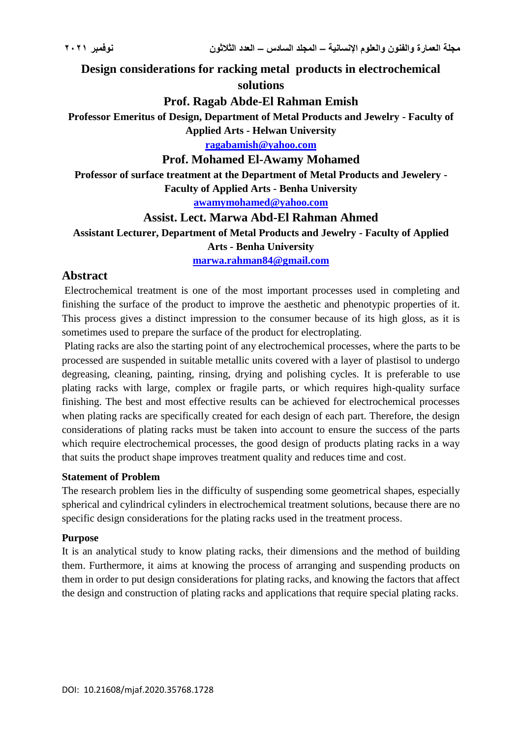# Design considerations for racking metal products in electrochemical solutions

## Prof. Ragab Abde-El Rahman Emish

**Professor Emeritus of Design, Department of Metal Products and Jewelry - Faculty of Applied Arts - Helwan University**

ragabamish@yahoo.com

## Prof. Mohamed El-Awamy Mohamed

**Professor of surface treatment at the Department of Metal Products and Jewelery - Faculty of Applied Arts - Benha University**

awamymohamed@yahoo.com

## Assist. Lect. Marwa Abd-El Rahman Ahmed

**Assistant Lecturer, Department of Metal Products and Jewelry - Faculty of Applied Arts - Benha University**

marwa.rahman84@gmail.com

## Abstract

Electrochemical treatment is one of the most important processes used in completing and finishing the surface of the product to improve the aesthetic and phenotypic properties of it. This process gives a distinct impression to the consumer because of its high gloss, as it is sometimes used to prepare the surface of the product for electroplating.

Plating racks are also the starting point of any electrochemical processes, where the parts to be processed are suspended in suitable metallic units covered with a layer of plastisol to undergo degreasing, cleaning, painting, rinsing, drying and polishing cycles. It is preferable to use plating racks with large, complex or fragile parts, or which requires high-quality surface finishing. The best and most effective results can be achieved for electrochemical processes when plating racks are specifically created for each design of each part. Therefore, the design considerations of plating racks must be taken into account to ensure the success of the parts which require electrochemical processes, the good design of products plating racks in a way that suits the product shape improves treatment quality and reduces time and cost.

### Statement of Problem

The research problem lies in the difficulty of suspending some geometrical shapes, especially spherical and cylindrical cylinders in electrochemical treatment solutions, because there are no specific design considerations for the plating racks used in the treatment process.

### Purpose

It is an analytical study to know plating racks, their dimensions and the method of building them. Furthermore, it aims at knowing the process of arranging and suspending products on them in order to put design considerations for plating racks, and knowing the factors that affect the design and construction of plating racks and applications that require special plating racks.

DOI: 10.21608/mjaf.2020.35768.1728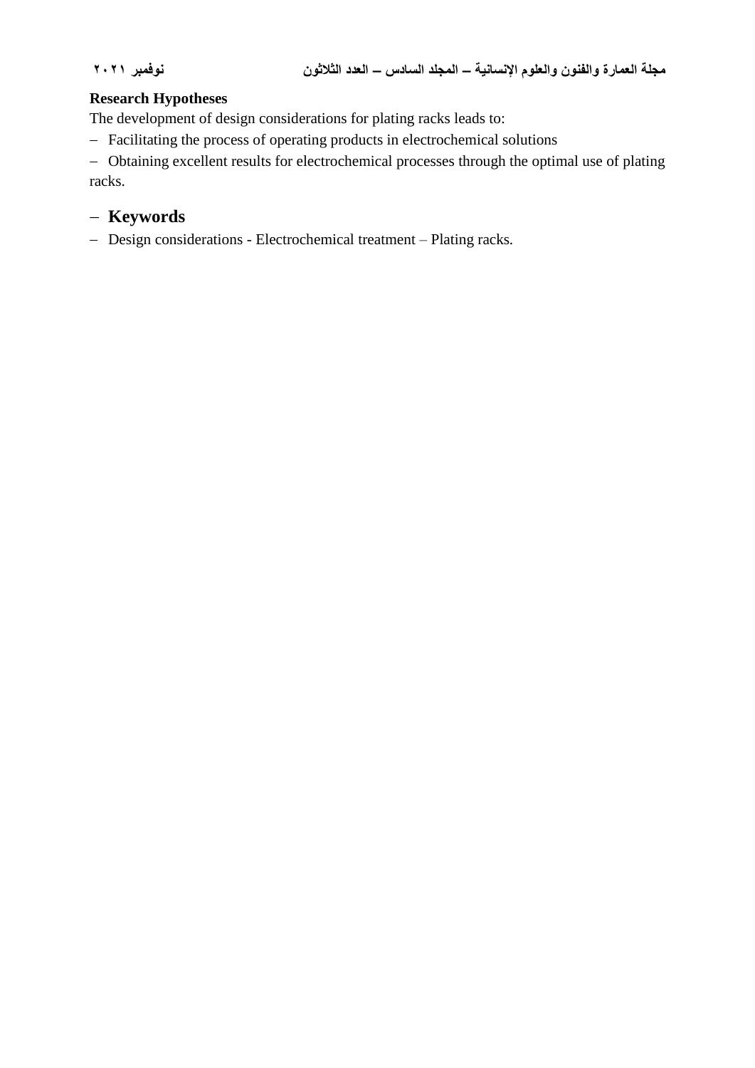**Research Hypotheses**

The development of design considerations for plating racks leads to:

- Facilitating the process of operating products in electrochemical solutions
- Obtaining excellent results for electrochemical processes through the optimal use of plating racks.

## Keywords

- Design considerations - Electrochemical treatment – Plating racks.